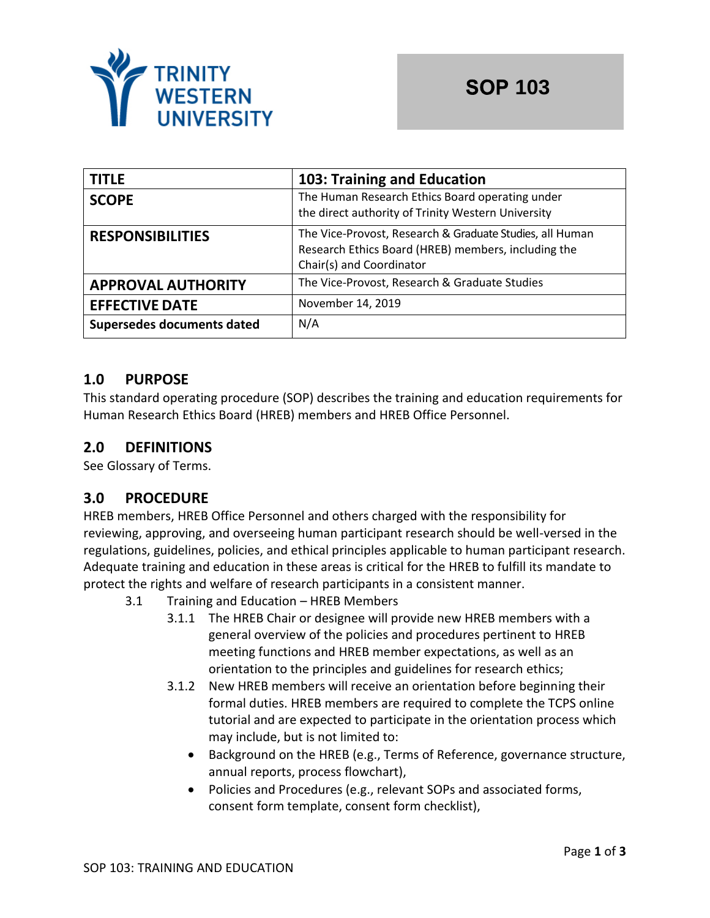TRINITY WESTERN UNIVERSITY

# SOP 103

| TITLE | 103: Training and Education |
|---|---|
| SCOPE | The Human Research Ethics Board operating under the direct authority of Trinity Western University |
| RESPONSIBILITIES | The Vice-Provost, Research & Graduate Studies, all Human Research Ethics Board (HREB) members, including the Chair(s) and Coordinator |
| APPROVAL AUTHORITY | The Vice-Provost, Research & Graduate Studies |
| EFFECTIVE DATE | November 14, 2019 |
| Supersedes documents dated | N/A |

## 1.0 PURPOSE

This standard operating procedure (SOP) describes the training and education requirements for Human Research Ethics Board (HREB) members and HREB Office Personnel.

## 2.0 DEFINITIONS

See Glossary of Terms.

## 3.0 PROCEDURE

HREB members, HREB Office Personnel and others charged with the responsibility for reviewing, approving, and overseeing human participant research should be well-versed in the regulations, guidelines, policies, and ethical principles applicable to human participant research. Adequate training and education in these areas is critical for the HREB to fulfill its mandate to protect the rights and welfare of research participants in a consistent manner.

3.1 Training and Education – HREB Members

3.1.1 The HREB Chair or designee will provide new HREB members with a general overview of the policies and procedures pertinent to HREB meeting functions and HREB member expectations, as well as an orientation to the principles and guidelines for research ethics;

3.1.2 New HREB members will receive an orientation before beginning their formal duties. HREB members are required to complete the TCPS online tutorial and are expected to participate in the orientation process which may include, but is not limited to:

- Background on the HREB (e.g., Terms of Reference, governance structure, annual reports, process flowchart),
- Policies and Procedures (e.g., relevant SOPs and associated forms, consent form template, consent form checklist),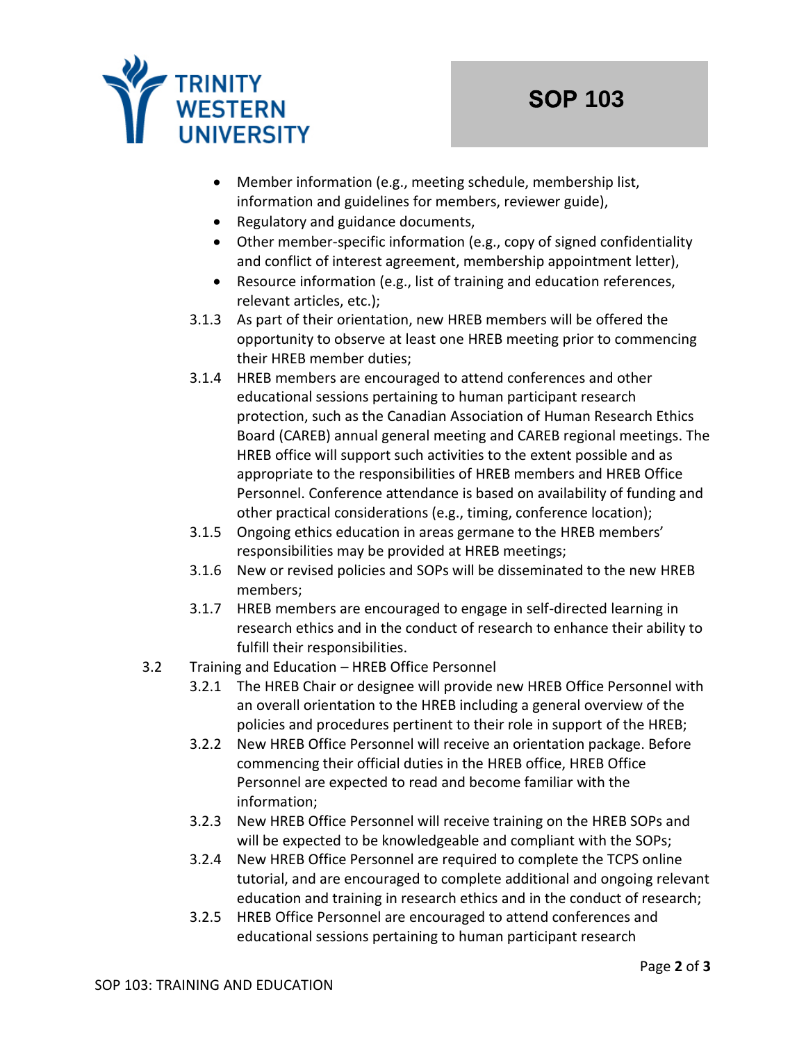- Member information (e.g., meeting schedule, membership list, information and guidelines for members, reviewer guide),
- Regulatory and guidance documents,
- Other member-specific information (e.g., copy of signed confidentiality and conflict of interest agreement, membership appointment letter),
- Resource information (e.g., list of training and education references, relevant articles, etc.);

3.1.3 As part of their orientation, new HREB members will be offered the opportunity to observe at least one HREB meeting prior to commencing their HREB member duties;

3.1.4 HREB members are encouraged to attend conferences and other educational sessions pertaining to human participant research protection, such as the Canadian Association of Human Research Ethics Board (CAREB) annual general meeting and CAREB regional meetings. The HREB office will support such activities to the extent possible and as appropriate to the responsibilities of HREB members and HREB Office Personnel. Conference attendance is based on availability of funding and other practical considerations (e.g., timing, conference location);

3.1.5 Ongoing ethics education in areas germane to the HREB members' responsibilities may be provided at HREB meetings;

3.1.6 New or revised policies and SOPs will be disseminated to the new HREB members;

3.1.7 HREB members are encouraged to engage in self-directed learning in research ethics and in the conduct of research to enhance their ability to fulfill their responsibilities.

3.2 Training and Education – HREB Office Personnel

3.2.1 The HREB Chair or designee will provide new HREB Office Personnel with an overall orientation to the HREB including a general overview of the policies and procedures pertinent to their role in support of the HREB;

3.2.2 New HREB Office Personnel will receive an orientation package. Before commencing their official duties in the HREB office, HREB Office Personnel are expected to read and become familiar with the information;

3.2.3 New HREB Office Personnel will receive training on the HREB SOPs and will be expected to be knowledgeable and compliant with the SOPs;

3.2.4 New HREB Office Personnel are required to complete the TCPS online tutorial, and are encouraged to complete additional and ongoing relevant education and training in research ethics and in the conduct of research;

3.2.5 HREB Office Personnel are encouraged to attend conferences and educational sessions pertaining to human participant research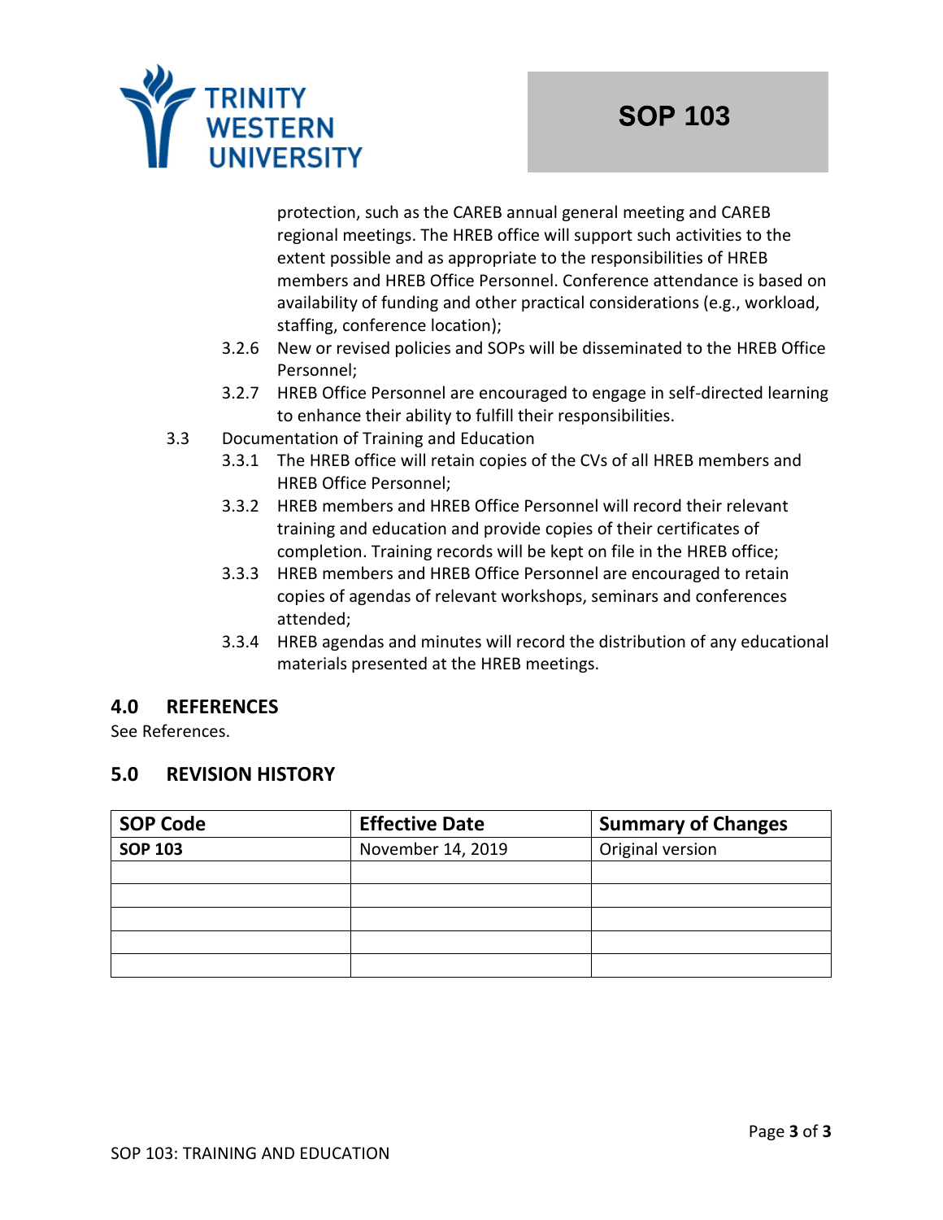protection, such as the CAREB annual general meeting and CAREB regional meetings. The HREB office will support such activities to the extent possible and as appropriate to the responsibilities of HREB members and HREB Office Personnel. Conference attendance is based on availability of funding and other practical considerations (e.g., workload, staffing, conference location);

- 3.2.6 New or revised policies and SOPs will be disseminated to the HREB Office Personnel;
- 3.2.7 HREB Office Personnel are encouraged to engage in self-directed learning to enhance their ability to fulfill their responsibilities.

3.3 Documentation of Training and Education

- 3.3.1 The HREB office will retain copies of the CVs of all HREB members and HREB Office Personnel;
- 3.3.2 HREB members and HREB Office Personnel will record their relevant training and education and provide copies of their certificates of completion. Training records will be kept on file in the HREB office;
- 3.3.3 HREB members and HREB Office Personnel are encouraged to retain copies of agendas of relevant workshops, seminars and conferences attended;
- 3.3.4 HREB agendas and minutes will record the distribution of any educational materials presented at the HREB meetings.

## 4.0 REFERENCES

See References.

## 5.0 REVISION HISTORY

| SOP Code | Effective Date | Summary of Changes |
|---|---|---|
| **SOP 103** | November 14, 2019 | Original version |
| | | |
| | | |
| | | |
| | | |
| | | |